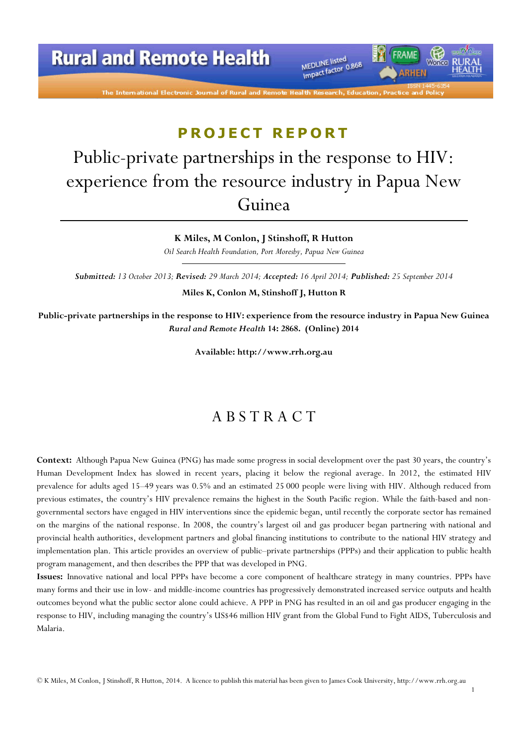PROJECT REPORT

# Public-private partnerships in the response to HIV: experience from the resource industry in Papua New Guinea

**K Miles, M Conlon, J Stinshoff, R Hutton**

*Oil Search Health Foundation, Port Moresby, Papua New Guinea*

***Submitted:*** *13 October 2013;* ***Revised:*** *29 March 2014;* ***Accepted:*** *16 April 2014;* ***Published:*** *25 September 2014*

**Miles K, Conlon M, Stinshoff J, Hutton R**

**Public-private partnerships in the response to HIV: experience from the resource industry in Papua New Guinea**
***Rural and Remote Health*** **14: 2868. (Online) 2014**

**Available: http://www.rrh.org.au**

## ABSTRACT

**Context:** Although Papua New Guinea (PNG) has made some progress in social development over the past 30 years, the country's Human Development Index has slowed in recent years, placing it below the regional average. In 2012, the estimated HIV prevalence for adults aged 15–49 years was 0.5% and an estimated 25 000 people were living with HIV. Although reduced from previous estimates, the country's HIV prevalence remains the highest in the South Pacific region. While the faith-based and non-governmental sectors have engaged in HIV interventions since the epidemic began, until recently the corporate sector has remained on the margins of the national response. In 2008, the country's largest oil and gas producer began partnering with national and provincial health authorities, development partners and global financing institutions to contribute to the national HIV strategy and implementation plan. This article provides an overview of public–private partnerships (PPPs) and their application to public health program management, and then describes the PPP that was developed in PNG.

**Issues:** Innovative national and local PPPs have become a core component of healthcare strategy in many countries. PPPs have many forms and their use in low- and middle-income countries has progressively demonstrated increased service outputs and health outcomes beyond what the public sector alone could achieve. A PPP in PNG has resulted in an oil and gas producer engaging in the response to HIV, including managing the country's US$46 million HIV grant from the Global Fund to Fight AIDS, Tuberculosis and Malaria.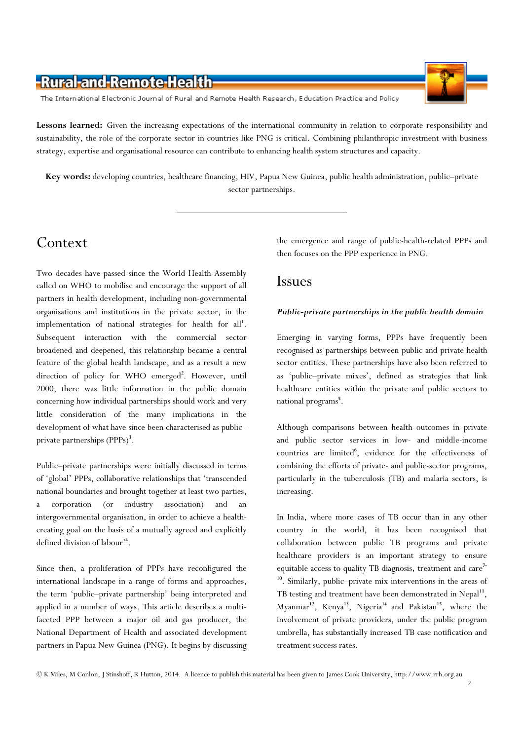**Lessons learned:** Given the increasing expectations of the international community in relation to corporate responsibility and sustainability, the role of the corporate sector in countries like PNG is critical. Combining philanthropic investment with business strategy, expertise and organisational resource can contribute to enhancing health system structures and capacity.

**Key words:** developing countries, healthcare financing, HIV, Papua New Guinea, public health administration, public–private sector partnerships.

## Context

Two decades have passed since the World Health Assembly called on WHO to mobilise and encourage the support of all partners in health development, including non-governmental organisations and institutions in the private sector, in the implementation of national strategies for health for all[1]. Subsequent interaction with the commercial sector broadened and deepened, this relationship became a central feature of the global health landscape, and as a result a new direction of policy for WHO emerged[2]. However, until 2000, there was little information in the public domain concerning how individual partnerships should work and very little consideration of the many implications in the development of what have since been characterised as public–private partnerships (PPPs)[3].

Public–private partnerships were initially discussed in terms of 'global' PPPs, collaborative relationships that 'transcended national boundaries and brought together at least two parties, a corporation (or industry association) and an intergovernmental organisation, in order to achieve a health-creating goal on the basis of a mutually agreed and explicitly defined division of labour'[4].

Since then, a proliferation of PPPs have reconfigured the international landscape in a range of forms and approaches, the term 'public–private partnership' being interpreted and applied in a number of ways. This article describes a multi-faceted PPP between a major oil and gas producer, the National Department of Health and associated development partners in Papua New Guinea (PNG). It begins by discussing the emergence and range of public-health-related PPPs and then focuses on the PPP experience in PNG.

## Issues

### *Public-private partnerships in the public health domain*

Emerging in varying forms, PPPs have frequently been recognised as partnerships between public and private health sector entities. These partnerships have also been referred to as 'public–private mixes', defined as strategies that link healthcare entities within the private and public sectors to national programs[5].

Although comparisons between health outcomes in private and public sector services in low- and middle-income countries are limited[6], evidence for the effectiveness of combining the efforts of private- and public-sector programs, particularly in the tuberculosis (TB) and malaria sectors, is increasing.

In India, where more cases of TB occur than in any other country in the world, it has been recognised that collaboration between public TB programs and private healthcare providers is an important strategy to ensure equitable access to quality TB diagnosis, treatment and care[7-10]. Similarly, public–private mix interventions in the areas of TB testing and treatment have been demonstrated in Nepal[11], Myanmar[12], Kenya[13], Nigeria[14] and Pakistan[15], where the involvement of private providers, under the public program umbrella, has substantially increased TB case notification and treatment success rates.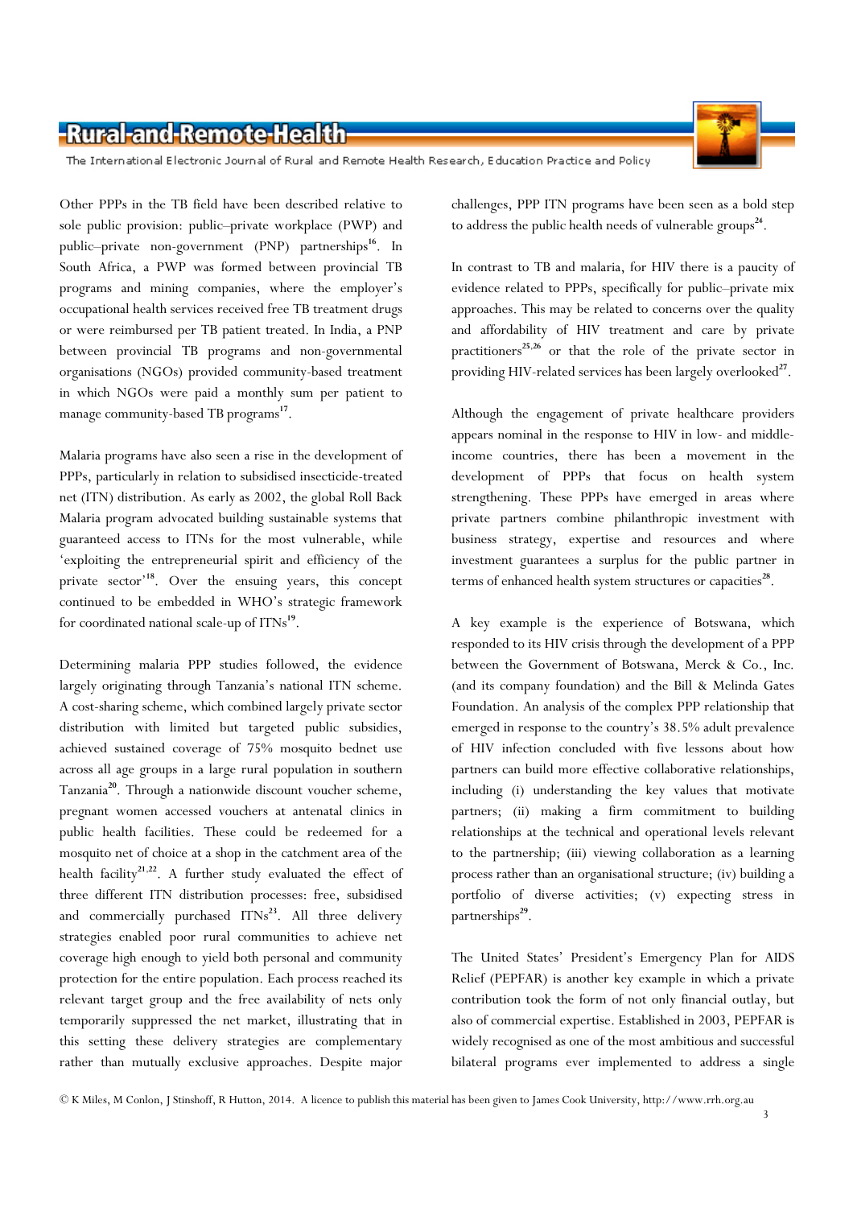Other PPPs in the TB field have been described relative to sole public provision: public–private workplace (PWP) and public–private non-government (PNP) partnerships[16]. In South Africa, a PWP was formed between provincial TB programs and mining companies, where the employer's occupational health services received free TB treatment drugs or were reimbursed per TB patient treated. In India, a PNP between provincial TB programs and non-governmental organisations (NGOs) provided community-based treatment in which NGOs were paid a monthly sum per patient to manage community-based TB programs[17].

Malaria programs have also seen a rise in the development of PPPs, particularly in relation to subsidised insecticide-treated net (ITN) distribution. As early as 2002, the global Roll Back Malaria program advocated building sustainable systems that guaranteed access to ITNs for the most vulnerable, while 'exploiting the entrepreneurial spirit and efficiency of the private sector'[18]. Over the ensuing years, this concept continued to be embedded in WHO's strategic framework for coordinated national scale-up of ITNs[19].

Determining malaria PPP studies followed, the evidence largely originating through Tanzania's national ITN scheme. A cost-sharing scheme, which combined largely private sector distribution with limited but targeted public subsidies, achieved sustained coverage of 75% mosquito bednet use across all age groups in a large rural population in southern Tanzania[20]. Through a nationwide discount voucher scheme, pregnant women accessed vouchers at antenatal clinics in public health facilities. These could be redeemed for a mosquito net of choice at a shop in the catchment area of the health facility[21,22]. A further study evaluated the effect of three different ITN distribution processes: free, subsidised and commercially purchased ITNs[23]. All three delivery strategies enabled poor rural communities to achieve net coverage high enough to yield both personal and community protection for the entire population. Each process reached its relevant target group and the free availability of nets only temporarily suppressed the net market, illustrating that in this setting these delivery strategies are complementary rather than mutually exclusive approaches. Despite major challenges, PPP ITN programs have been seen as a bold step to address the public health needs of vulnerable groups[24].

In contrast to TB and malaria, for HIV there is a paucity of evidence related to PPPs, specifically for public–private mix approaches. This may be related to concerns over the quality and affordability of HIV treatment and care by private practitioners[25,26] or that the role of the private sector in providing HIV-related services has been largely overlooked[27].

Although the engagement of private healthcare providers appears nominal in the response to HIV in low- and middle-income countries, there has been a movement in the development of PPPs that focus on health system strengthening. These PPPs have emerged in areas where private partners combine philanthropic investment with business strategy, expertise and resources and where investment guarantees a surplus for the public partner in terms of enhanced health system structures or capacities[28].

A key example is the experience of Botswana, which responded to its HIV crisis through the development of a PPP between the Government of Botswana, Merck & Co., Inc. (and its company foundation) and the Bill & Melinda Gates Foundation. An analysis of the complex PPP relationship that emerged in response to the country's 38.5% adult prevalence of HIV infection concluded with five lessons about how partners can build more effective collaborative relationships, including (i) understanding the key values that motivate partners; (ii) making a firm commitment to building relationships at the technical and operational levels relevant to the partnership; (iii) viewing collaboration as a learning process rather than an organisational structure; (iv) building a portfolio of diverse activities; (v) expecting stress in partnerships[29].

The United States' President's Emergency Plan for AIDS Relief (PEPFAR) is another key example in which a private contribution took the form of not only financial outlay, but also of commercial expertise. Established in 2003, PEPFAR is widely recognised as one of the most ambitious and successful bilateral programs ever implemented to address a single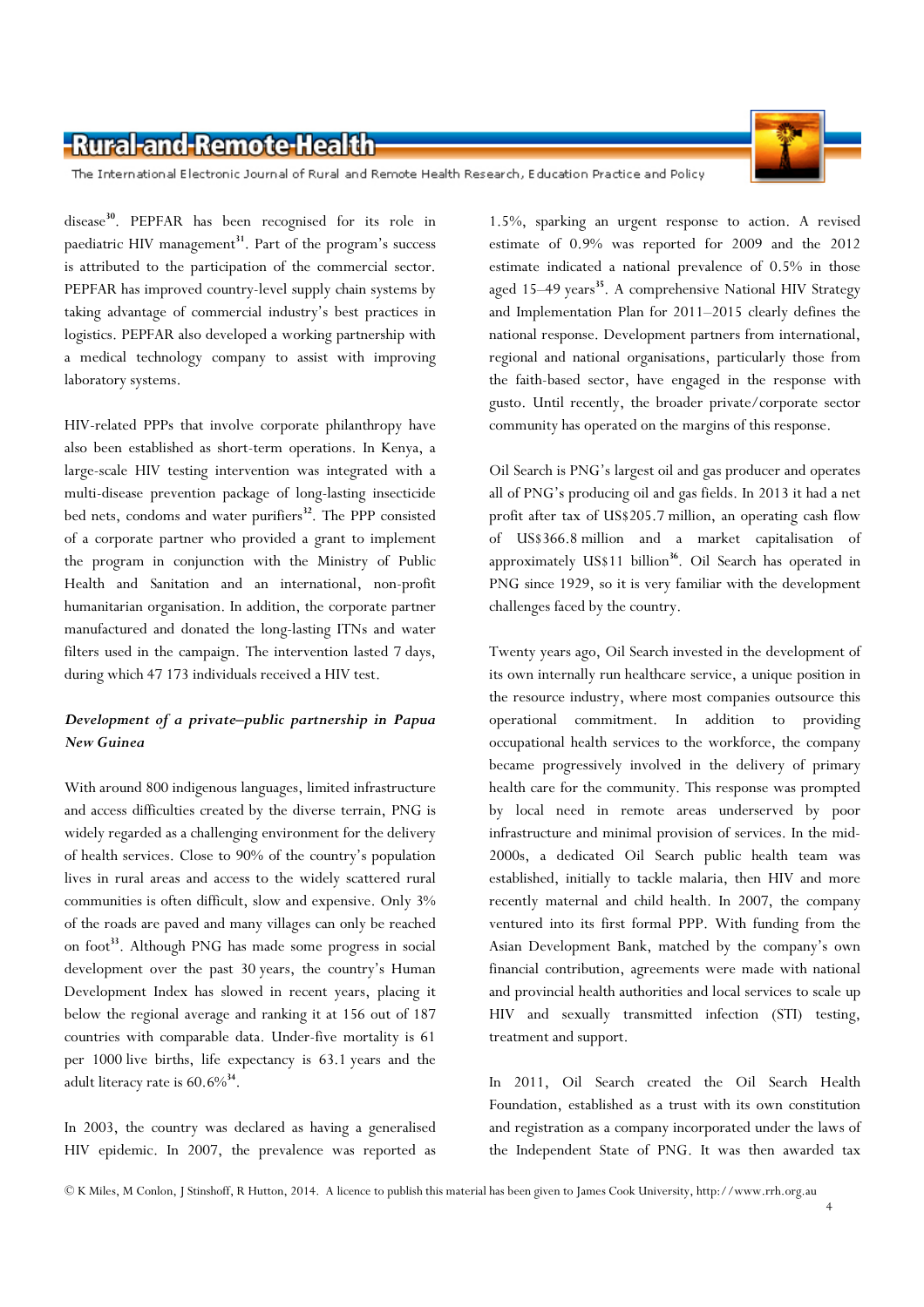disease[30]. PEPFAR has been recognised for its role in paediatric HIV management[31]. Part of the program's success is attributed to the participation of the commercial sector. PEPFAR has improved country-level supply chain systems by taking advantage of commercial industry's best practices in logistics. PEPFAR also developed a working partnership with a medical technology company to assist with improving laboratory systems.

HIV-related PPPs that involve corporate philanthropy have also been established as short-term operations. In Kenya, a large-scale HIV testing intervention was integrated with a multi-disease prevention package of long-lasting insecticide bed nets, condoms and water purifiers[32]. The PPP consisted of a corporate partner who provided a grant to implement the program in conjunction with the Ministry of Public Health and Sanitation and an international, non-profit humanitarian organisation. In addition, the corporate partner manufactured and donated the long-lasting ITNs and water filters used in the campaign. The intervention lasted 7 days, during which 47 173 individuals received a HIV test.

### *Development of a private–public partnership in Papua New Guinea*

With around 800 indigenous languages, limited infrastructure and access difficulties created by the diverse terrain, PNG is widely regarded as a challenging environment for the delivery of health services. Close to 90% of the country's population lives in rural areas and access to the widely scattered rural communities is often difficult, slow and expensive. Only 3% of the roads are paved and many villages can only be reached on foot[33]. Although PNG has made some progress in social development over the past 30 years, the country's Human Development Index has slowed in recent years, placing it below the regional average and ranking it at 156 out of 187 countries with comparable data. Under-five mortality is 61 per 1000 live births, life expectancy is 63.1 years and the adult literacy rate is 60.6%[34].

In 2003, the country was declared as having a generalised HIV epidemic. In 2007, the prevalence was reported as 1.5%, sparking an urgent response to action. A revised estimate of 0.9% was reported for 2009 and the 2012 estimate indicated a national prevalence of 0.5% in those aged 15–49 years[35]. A comprehensive National HIV Strategy and Implementation Plan for 2011–2015 clearly defines the national response. Development partners from international, regional and national organisations, particularly those from the faith-based sector, have engaged in the response with gusto. Until recently, the broader private/corporate sector community has operated on the margins of this response.

Oil Search is PNG's largest oil and gas producer and operates all of PNG's producing oil and gas fields. In 2013 it had a net profit after tax of US$205.7 million, an operating cash flow of US$366.8 million and a market capitalisation of approximately US$11 billion[36]. Oil Search has operated in PNG since 1929, so it is very familiar with the development challenges faced by the country.

Twenty years ago, Oil Search invested in the development of its own internally run healthcare service, a unique position in the resource industry, where most companies outsource this operational commitment. In addition to providing occupational health services to the workforce, the company became progressively involved in the delivery of primary health care for the community. This response was prompted by local need in remote areas underserved by poor infrastructure and minimal provision of services. In the mid-2000s, a dedicated Oil Search public health team was established, initially to tackle malaria, then HIV and more recently maternal and child health. In 2007, the company ventured into its first formal PPP. With funding from the Asian Development Bank, matched by the company's own financial contribution, agreements were made with national and provincial health authorities and local services to scale up HIV and sexually transmitted infection (STI) testing, treatment and support.

In 2011, Oil Search created the Oil Search Health Foundation, established as a trust with its own constitution and registration as a company incorporated under the laws of the Independent State of PNG. It was then awarded tax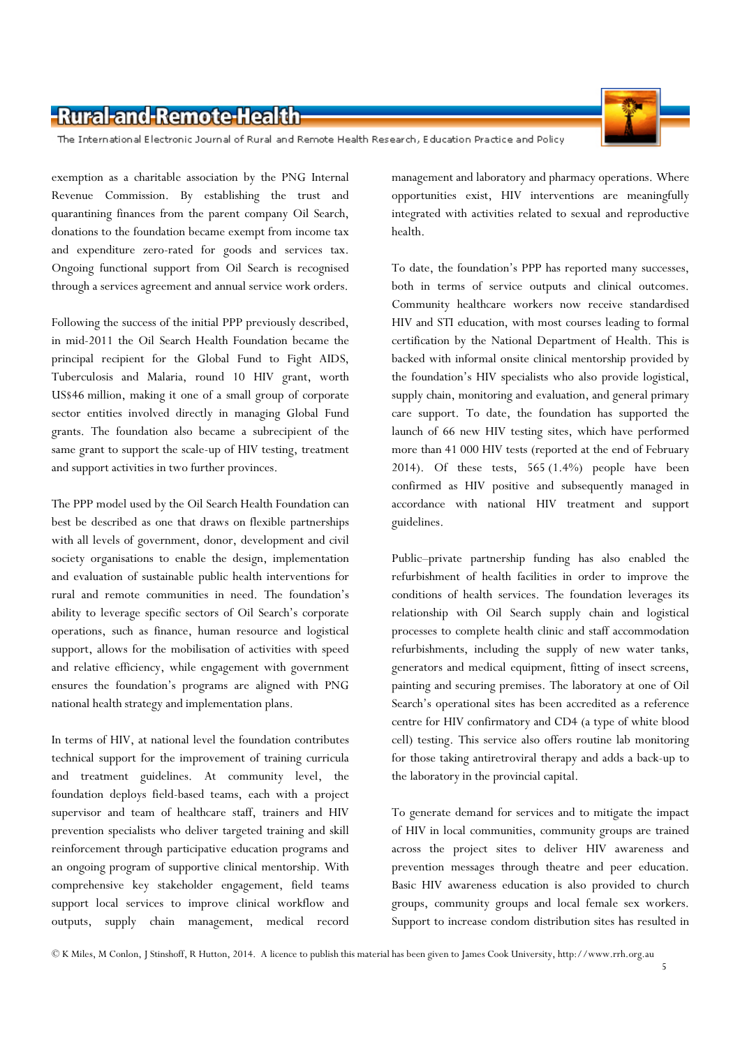exemption as a charitable association by the PNG Internal Revenue Commission. By establishing the trust and quarantining finances from the parent company Oil Search, donations to the foundation became exempt from income tax and expenditure zero-rated for goods and services tax. Ongoing functional support from Oil Search is recognised through a services agreement and annual service work orders.

Following the success of the initial PPP previously described, in mid-2011 the Oil Search Health Foundation became the principal recipient for the Global Fund to Fight AIDS, Tuberculosis and Malaria, round 10 HIV grant, worth US$46 million, making it one of a small group of corporate sector entities involved directly in managing Global Fund grants. The foundation also became a subrecipient of the same grant to support the scale-up of HIV testing, treatment and support activities in two further provinces.

The PPP model used by the Oil Search Health Foundation can best be described as one that draws on flexible partnerships with all levels of government, donor, development and civil society organisations to enable the design, implementation and evaluation of sustainable public health interventions for rural and remote communities in need. The foundation's ability to leverage specific sectors of Oil Search's corporate operations, such as finance, human resource and logistical support, allows for the mobilisation of activities with speed and relative efficiency, while engagement with government ensures the foundation's programs are aligned with PNG national health strategy and implementation plans.

In terms of HIV, at national level the foundation contributes technical support for the improvement of training curricula and treatment guidelines. At community level, the foundation deploys field-based teams, each with a project supervisor and team of healthcare staff, trainers and HIV prevention specialists who deliver targeted training and skill reinforcement through participative education programs and an ongoing program of supportive clinical mentorship. With comprehensive key stakeholder engagement, field teams support local services to improve clinical workflow and outputs, supply chain management, medical record management and laboratory and pharmacy operations. Where opportunities exist, HIV interventions are meaningfully integrated with activities related to sexual and reproductive health.

To date, the foundation's PPP has reported many successes, both in terms of service outputs and clinical outcomes. Community healthcare workers now receive standardised HIV and STI education, with most courses leading to formal certification by the National Department of Health. This is backed with informal onsite clinical mentorship provided by the foundation's HIV specialists who also provide logistical, supply chain, monitoring and evaluation, and general primary care support. To date, the foundation has supported the launch of 66 new HIV testing sites, which have performed more than 41 000 HIV tests (reported at the end of February 2014). Of these tests, 565 (1.4%) people have been confirmed as HIV positive and subsequently managed in accordance with national HIV treatment and support guidelines.

Public–private partnership funding has also enabled the refurbishment of health facilities in order to improve the conditions of health services. The foundation leverages its relationship with Oil Search supply chain and logistical processes to complete health clinic and staff accommodation refurbishments, including the supply of new water tanks, generators and medical equipment, fitting of insect screens, painting and securing premises. The laboratory at one of Oil Search's operational sites has been accredited as a reference centre for HIV confirmatory and CD4 (a type of white blood cell) testing. This service also offers routine lab monitoring for those taking antiretroviral therapy and adds a back-up to the laboratory in the provincial capital.

To generate demand for services and to mitigate the impact of HIV in local communities, community groups are trained across the project sites to deliver HIV awareness and prevention messages through theatre and peer education. Basic HIV awareness education is also provided to church groups, community groups and local female sex workers. Support to increase condom distribution sites has resulted in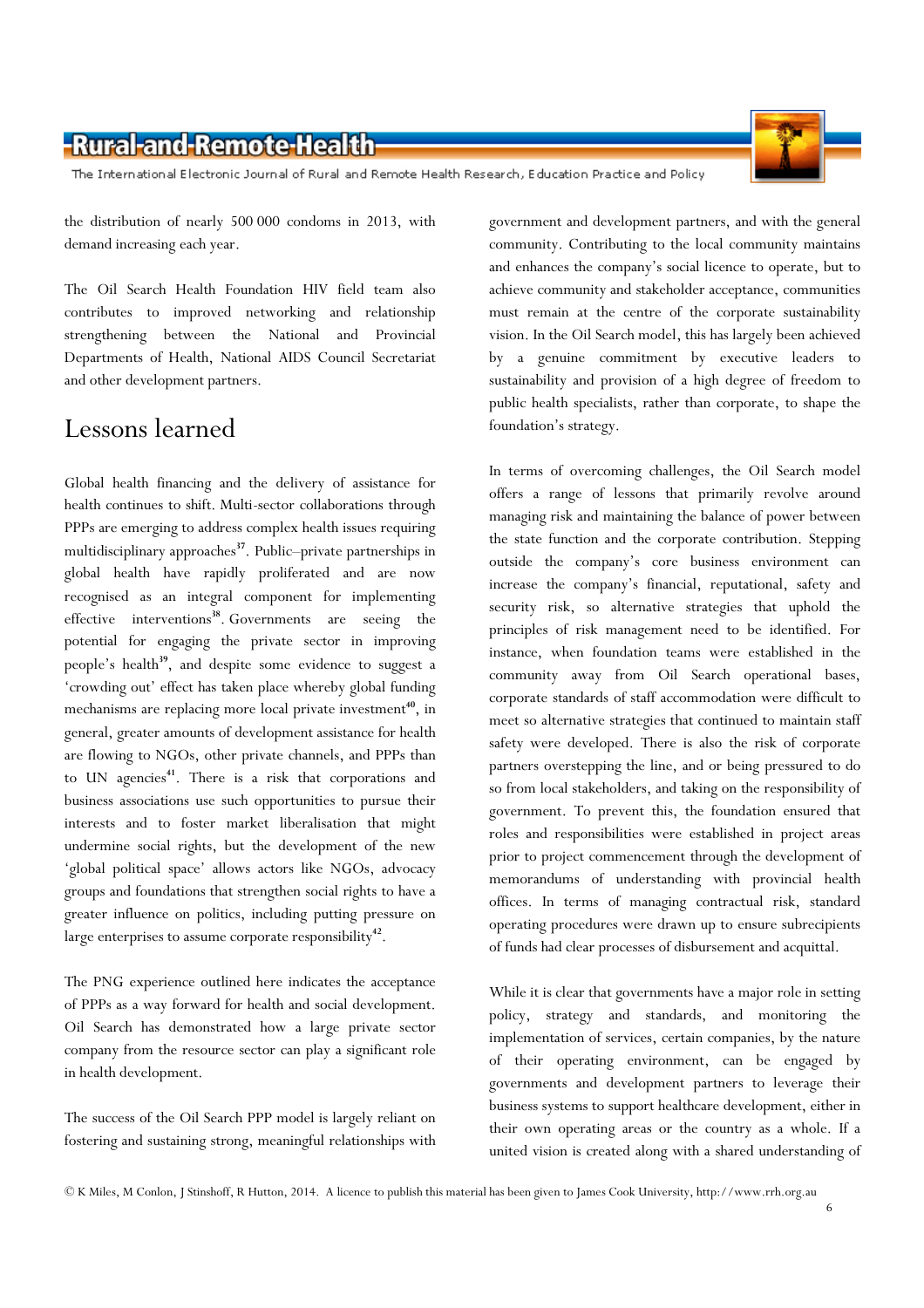the distribution of nearly 500 000 condoms in 2013, with demand increasing each year.

The Oil Search Health Foundation HIV field team also contributes to improved networking and relationship strengthening between the National and Provincial Departments of Health, National AIDS Council Secretariat and other development partners.

# Lessons learned

Global health financing and the delivery of assistance for health continues to shift. Multi-sector collaborations through PPPs are emerging to address complex health issues requiring multidisciplinary approaches[37]. Public–private partnerships in global health have rapidly proliferated and are now recognised as an integral component for implementing effective interventions[38]. Governments are seeing the potential for engaging the private sector in improving people's health[39], and despite some evidence to suggest a 'crowding out' effect has taken place whereby global funding mechanisms are replacing more local private investment[40], in general, greater amounts of development assistance for health are flowing to NGOs, other private channels, and PPPs than to UN agencies[41]. There is a risk that corporations and business associations use such opportunities to pursue their interests and to foster market liberalisation that might undermine social rights, but the development of the new 'global political space' allows actors like NGOs, advocacy groups and foundations that strengthen social rights to have a greater influence on politics, including putting pressure on large enterprises to assume corporate responsibility[42].

The PNG experience outlined here indicates the acceptance of PPPs as a way forward for health and social development. Oil Search has demonstrated how a large private sector company from the resource sector can play a significant role in health development.

The success of the Oil Search PPP model is largely reliant on fostering and sustaining strong, meaningful relationships with government and development partners, and with the general community. Contributing to the local community maintains and enhances the company's social licence to operate, but to achieve community and stakeholder acceptance, communities must remain at the centre of the corporate sustainability vision. In the Oil Search model, this has largely been achieved by a genuine commitment by executive leaders to sustainability and provision of a high degree of freedom to public health specialists, rather than corporate, to shape the foundation's strategy.

In terms of overcoming challenges, the Oil Search model offers a range of lessons that primarily revolve around managing risk and maintaining the balance of power between the state function and the corporate contribution. Stepping outside the company's core business environment can increase the company's financial, reputational, safety and security risk, so alternative strategies that uphold the principles of risk management need to be identified. For instance, when foundation teams were established in the community away from Oil Search operational bases, corporate standards of staff accommodation were difficult to meet so alternative strategies that continued to maintain staff safety were developed. There is also the risk of corporate partners overstepping the line, and or being pressured to do so from local stakeholders, and taking on the responsibility of government. To prevent this, the foundation ensured that roles and responsibilities were established in project areas prior to project commencement through the development of memorandums of understanding with provincial health offices. In terms of managing contractual risk, standard operating procedures were drawn up to ensure subrecipients of funds had clear processes of disbursement and acquittal.

While it is clear that governments have a major role in setting policy, strategy and standards, and monitoring the implementation of services, certain companies, by the nature of their operating environment, can be engaged by governments and development partners to leverage their business systems to support healthcare development, either in their own operating areas or the country as a whole. If a united vision is created along with a shared understanding of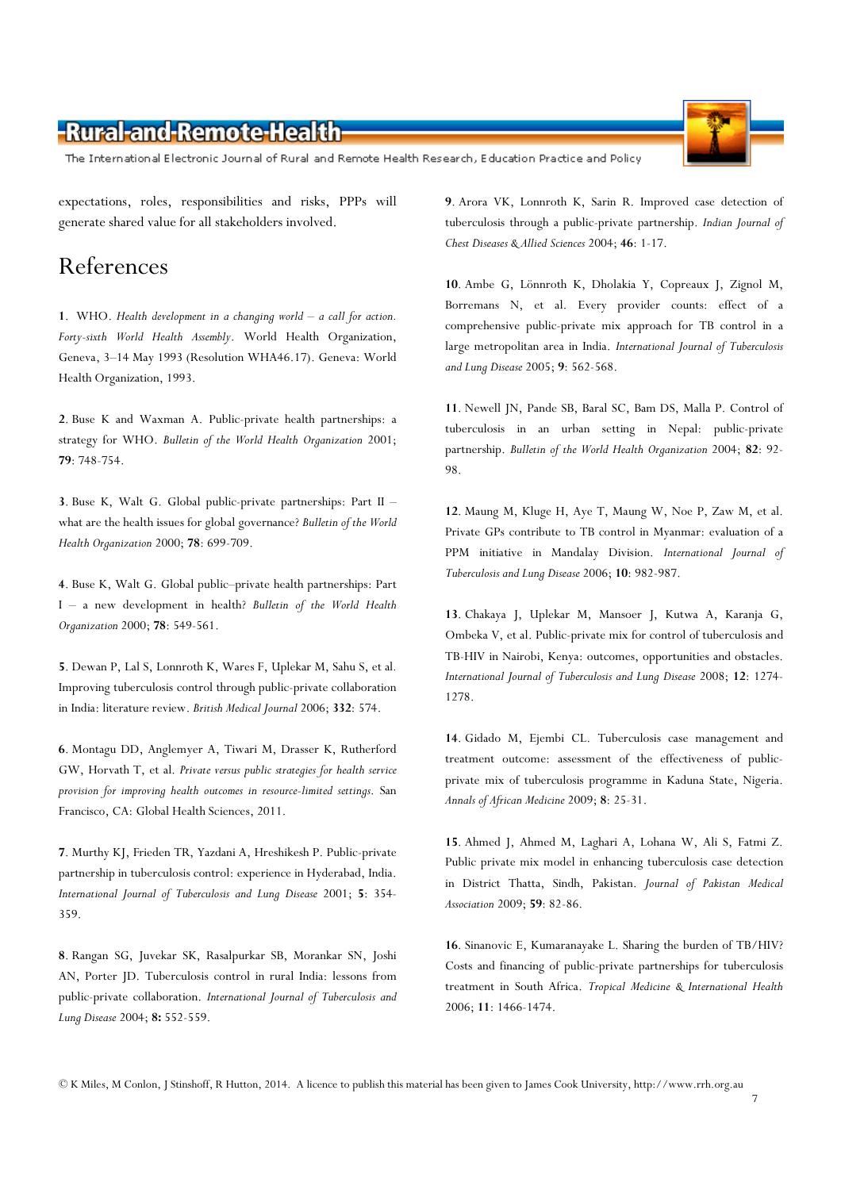expectations, roles, responsibilities and risks, PPPs will generate shared value for all stakeholders involved.

# References

**1**. WHO. *Health development in a changing world – a call for action. Forty-sixth World Health Assembly*. World Health Organization, Geneva, 3–14 May 1993 (Resolution WHA46.17). Geneva: World Health Organization, 1993.

**2**. Buse K and Waxman A. Public-private health partnerships: a strategy for WHO. *Bulletin of the World Health Organization* 2001; **79**: 748-754.

**3**. Buse K, Walt G. Global public-private partnerships: Part II – what are the health issues for global governance? *Bulletin of the World Health Organization* 2000; **78**: 699-709.

**4**. Buse K, Walt G. Global public–private health partnerships: Part I – a new development in health? *Bulletin of the World Health Organization* 2000; **78**: 549-561.

**5**. Dewan P, Lal S, Lonnroth K, Wares F, Uplekar M, Sahu S, et al. Improving tuberculosis control through public-private collaboration in India: literature review. *British Medical Journal* 2006; **332**: 574.

**6**. Montagu DD, Anglemyer A, Tiwari M, Drasser K, Rutherford GW, Horvath T, et al. *Private versus public strategies for health service provision for improving health outcomes in resource-limited settings*. San Francisco, CA: Global Health Sciences, 2011.

**7**. Murthy KJ, Frieden TR, Yazdani A, Hreshikesh P. Public-private partnership in tuberculosis control: experience in Hyderabad, India. *International Journal of Tuberculosis and Lung Disease* 2001; **5**: 354-359.

**8**. Rangan SG, Juvekar SK, Rasalpurkar SB, Morankar SN, Joshi AN, Porter JD. Tuberculosis control in rural India: lessons from public-private collaboration. *International Journal of Tuberculosis and Lung Disease* 2004; **8:** 552-559.

**9**. Arora VK, Lonnroth K, Sarin R. Improved case detection of tuberculosis through a public-private partnership. *Indian Journal of Chest Diseases & Allied Sciences* 2004; **46**: 1-17.

**10**. Ambe G, Lönnroth K, Dholakia Y, Copreaux J, Zignol M, Borremans N, et al. Every provider counts: effect of a comprehensive public-private mix approach for TB control in a large metropolitan area in India. *International Journal of Tuberculosis and Lung Disease* 2005; **9**: 562-568.

**11**. Newell JN, Pande SB, Baral SC, Bam DS, Malla P. Control of tuberculosis in an urban setting in Nepal: public-private partnership. *Bulletin of the World Health Organization* 2004; **82**: 92-98.

**12**. Maung M, Kluge H, Aye T, Maung W, Noe P, Zaw M, et al. Private GPs contribute to TB control in Myanmar: evaluation of a PPM initiative in Mandalay Division. *International Journal of Tuberculosis and Lung Disease* 2006; **10**: 982-987.

**13**. Chakaya J, Uplekar M, Mansoer J, Kutwa A, Karanja G, Ombeka V, et al. Public-private mix for control of tuberculosis and TB-HIV in Nairobi, Kenya: outcomes, opportunities and obstacles. *International Journal of Tuberculosis and Lung Disease* 2008; **12**: 1274-1278.

**14**. Gidado M, Ejembi CL. Tuberculosis case management and treatment outcome: assessment of the effectiveness of public-private mix of tuberculosis programme in Kaduna State, Nigeria. *Annals of African Medicine* 2009; **8**: 25-31.

**15**. Ahmed J, Ahmed M, Laghari A, Lohana W, Ali S, Fatmi Z. Public private mix model in enhancing tuberculosis case detection in District Thatta, Sindh, Pakistan. *Journal of Pakistan Medical Association* 2009; **59**: 82-86.

**16**. Sinanovic E, Kumaranayake L. Sharing the burden of TB/HIV? Costs and financing of public-private partnerships for tuberculosis treatment in South Africa. *Tropical Medicine & International Health* 2006; **11**: 1466-1474.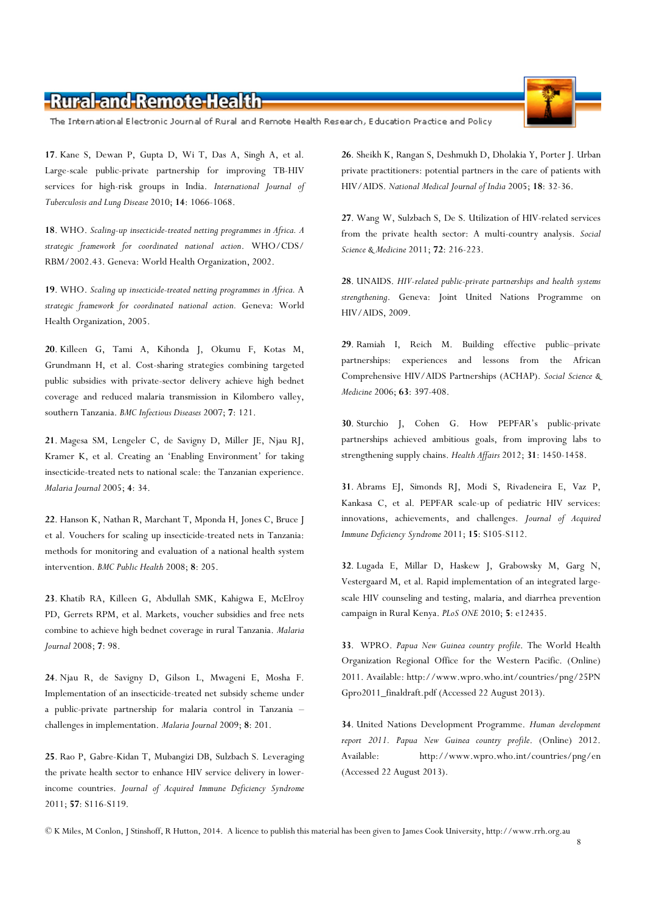**17**. Kane S, Dewan P, Gupta D, Wi T, Das A, Singh A, et al. Large-scale public-private partnership for improving TB-HIV services for high-risk groups in India. *International Journal of Tuberculosis and Lung Disease* 2010; **14**: 1066-1068.

**18**. WHO. *Scaling-up insecticide-treated netting programmes in Africa. A strategic framework for coordinated national action*. WHO/CDS/RBM/2002.43. Geneva: World Health Organization, 2002.

**19**. WHO. *Scaling up insecticide-treated netting programmes in Africa.* A *strategic framework for coordinated national action.* Geneva: World Health Organization, 2005.

**20**. Killeen G, Tami A, Kihonda J, Okumu F, Kotas M, Grundmann H, et al. Cost-sharing strategies combining targeted public subsidies with private-sector delivery achieve high bednet coverage and reduced malaria transmission in Kilombero valley, southern Tanzania. *BMC Infectious Diseases* 2007; **7**: 121.

**21**. Magesa SM, Lengeler C, de Savigny D, Miller JE, Njau RJ, Kramer K, et al. Creating an 'Enabling Environment' for taking insecticide-treated nets to national scale: the Tanzanian experience. *Malaria Journal* 2005; **4**: 34.

**22**. Hanson K, Nathan R, Marchant T, Mponda H, Jones C, Bruce J et al. Vouchers for scaling up insecticide-treated nets in Tanzania: methods for monitoring and evaluation of a national health system intervention. *BMC Public Health* 2008; **8**: 205.

**23**. Khatib RA, Killeen G, Abdullah SMK, Kahigwa E, McElroy PD, Gerrets RPM, et al. Markets, voucher subsidies and free nets combine to achieve high bednet coverage in rural Tanzania. *Malaria Journal* 2008; **7**: 98.

**24**. Njau R, de Savigny D, Gilson L, Mwageni E, Mosha F. Implementation of an insecticide-treated net subsidy scheme under a public-private partnership for malaria control in Tanzania – challenges in implementation. *Malaria Journal* 2009; **8**: 201.

**25**. Rao P, Gabre-Kidan T, Mubangizi DB, Sulzbach S. Leveraging the private health sector to enhance HIV service delivery in lower-income countries. *Journal of Acquired Immune Deficiency Syndrome* 2011; **57**: S116-S119.

**26**. Sheikh K, Rangan S, Deshmukh D, Dholakia Y, Porter J. Urban private practitioners: potential partners in the care of patients with HIV/AIDS. *National Medical Journal of India* 2005; **18**: 32-36.

**27**. Wang W, Sulzbach S, De S. Utilization of HIV-related services from the private health sector: A multi-country analysis. *Social Science & Medicine* 2011; **72**: 216-223.

**28**. UNAIDS. *HIV-related public-private partnerships and health systems strengthening*. Geneva: Joint United Nations Programme on HIV/AIDS, 2009.

**29**. Ramiah I, Reich M. Building effective public–private partnerships: experiences and lessons from the African Comprehensive HIV/AIDS Partnerships (ACHAP). *Social Science & Medicine* 2006; **63**: 397-408.

**30**. Sturchio J, Cohen G. How PEPFAR's public-private partnerships achieved ambitious goals, from improving labs to strengthening supply chains. *Health Affairs* 2012; **31**: 1450-1458.

**31**. Abrams EJ, Simonds RJ, Modi S, Rivadeneira E, Vaz P, Kankasa C, et al. PEPFAR scale-up of pediatric HIV services: innovations, achievements, and challenges. *Journal of Acquired Immune Deficiency Syndrome* 2011; **15**: S105-S112.

**32**. Lugada E, Millar D, Haskew J, Grabowsky M, Garg N, Vestergaard M, et al. Rapid implementation of an integrated large-scale HIV counseling and testing, malaria, and diarrhea prevention campaign in Rural Kenya. *PLoS ONE* 2010; **5**: e12435.

**33**. WPRO. *Papua New Guinea country profile*. The World Health Organization Regional Office for the Western Pacific. (Online) 2011. Available: http://www.wpro.who.int/countries/png/25PNGpro2011_finaldraft.pdf (Accessed 22 August 2013).

**34**. United Nations Development Programme. *Human development report 2011. Papua New Guinea country profile*. (Online) 2012. Available: http://www.wpro.who.int/countries/png/en (Accessed 22 August 2013).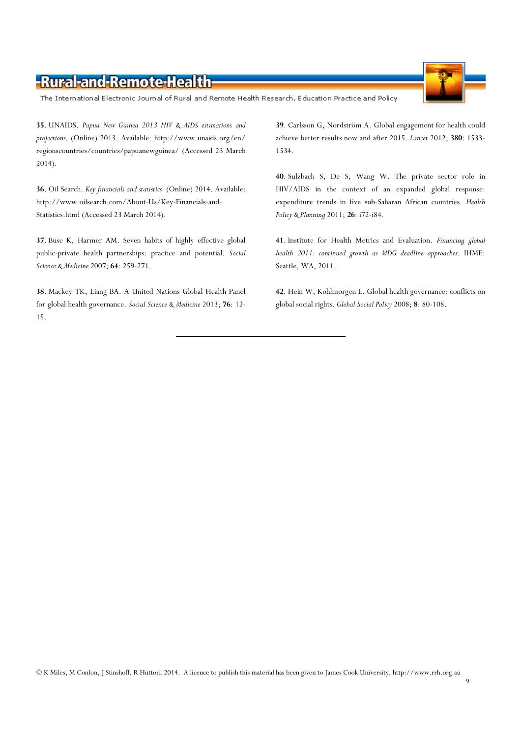**35**. UNAIDS. *Papua New Guinea 2013 HIV & AIDS estimations and projections*. (Online) 2013. Available: http://www.unaids.org/en/regionscountries/countries/papuanewguinea/ (Accessed 23 March 2014).

**36**. Oil Search. *Key financials and statistics.* (Online) 2014. Available: http://www.oilsearch.com/About-Us/Key-Financials-and-Statistics.html (Accessed 23 March 2014).

**37**. Buse K, Harmer AM. Seven habits of highly effective global public-private health partnerships: practice and potential. *Social Science & Medicine* 2007; **64**: 259-271.

**38**. Mackey TK, Liang BA. A United Nations Global Health Panel for global health governance. *Social Science & Medicine* 2013; **76**: 12-15.

**39**. Carlsson G, Nordström A. Global engagement for health could achieve better results now and after 2015. *Lancet* 2012; **380**: 1533-1534.

**40**. Sulzbach S, De S, Wang W. The private sector role in HIV/AIDS in the context of an expanded global response: expenditure trends in five sub-Saharan African countries. *Health Policy & Planning* 2011; **26**: i72-i84.

**41**. Institute for Health Metrics and Evaluation. *Financing global health 2011: continued growth as MDG deadline approaches*. IHME: Seattle, WA, 2011.

**42**. Hein W, Kohlmorgen L. Global health governance: conflicts on global social rights. *Global Social Policy* 2008; **8**: 80-108.

© K Miles, M Conlon, J Stinshoff, R Hutton, 2014. A licence to publish this material has been given to James Cook University, http://www.rrh.org.au